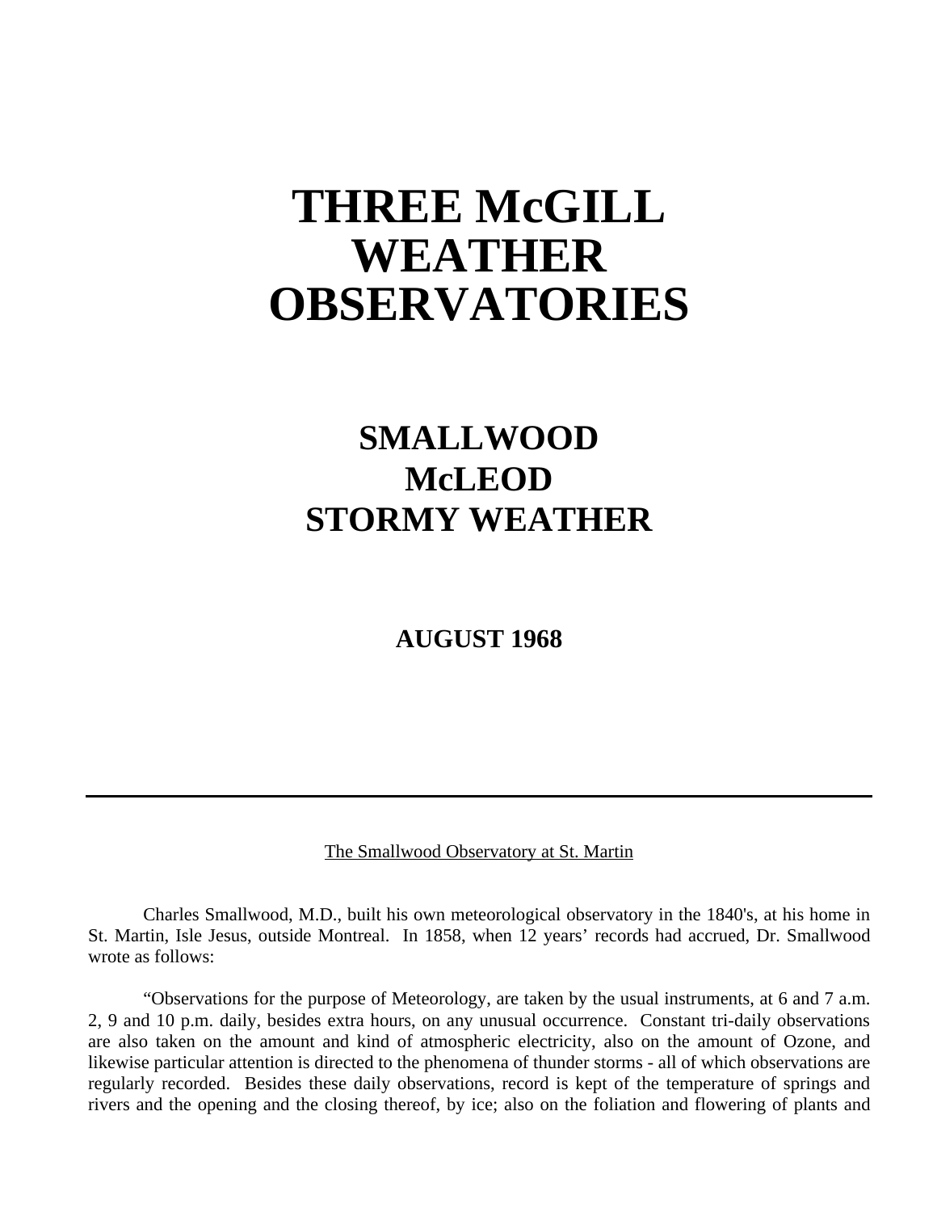# THREE McGILL WEATHER OBSERVATORIES

## SMALLWOOD
## McLEOD
## STORMY WEATHER

### AUGUST 1968

---

The Smallwood Observatory at St. Martin

Charles Smallwood, M.D., built his own meteorological observatory in the 1840's, at his home in St. Martin, Isle Jesus, outside Montreal. In 1858, when 12 years' records had accrued, Dr. Smallwood wrote as follows:

"Observations for the purpose of Meteorology, are taken by the usual instruments, at 6 and 7 a.m. 2, 9 and 10 p.m. daily, besides extra hours, on any unusual occurrence. Constant tri-daily observations are also taken on the amount and kind of atmospheric electricity, also on the amount of Ozone, and likewise particular attention is directed to the phenomena of thunder storms - all of which observations are regularly recorded. Besides these daily observations, record is kept of the temperature of springs and rivers and the opening and the closing thereof, by ice; also on the foliation and flowering of plants and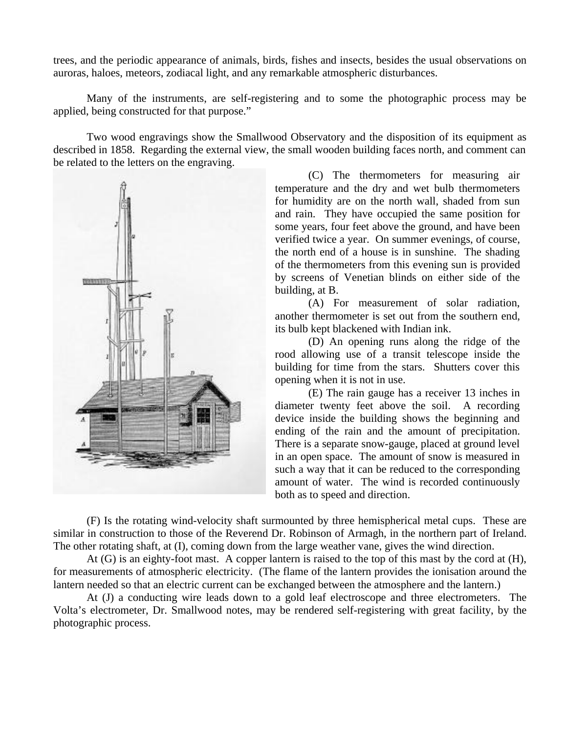trees, and the periodic appearance of animals, birds, fishes and insects, besides the usual observations on auroras, haloes, meteors, zodiacal light, and any remarkable atmospheric disturbances.

Many of the instruments, are self-registering and to some the photographic process may be applied, being constructed for that purpose."

Two wood engravings show the Smallwood Observatory and the disposition of its equipment as described in 1858. Regarding the external view, the small wooden building faces north, and comment can be related to the letters on the engraving.

(C) The thermometers for measuring air temperature and the dry and wet bulb thermometers for humidity are on the north wall, shaded from sun and rain. They have occupied the same position for some years, four feet above the ground, and have been verified twice a year. On summer evenings, of course, the north end of a house is in sunshine. The shading of the thermometers from this evening sun is provided by screens of Venetian blinds on either side of the building, at B.

(A) For measurement of solar radiation, another thermometer is set out from the southern end, its bulb kept blackened with Indian ink.

(D) An opening runs along the ridge of the rood allowing use of a transit telescope inside the building for time from the stars. Shutters cover this opening when it is not in use.

(E) The rain gauge has a receiver 13 inches in diameter twenty feet above the soil. A recording device inside the building shows the beginning and ending of the rain and the amount of precipitation. There is a separate snow-gauge, placed at ground level in an open space. The amount of snow is measured in such a way that it can be reduced to the corresponding amount of water. The wind is recorded continuously both as to speed and direction.

(F) Is the rotating wind-velocity shaft surmounted by three hemispherical metal cups. These are similar in construction to those of the Reverend Dr. Robinson of Armagh, in the northern part of Ireland. The other rotating shaft, at (I), coming down from the large weather vane, gives the wind direction.

At (G) is an eighty-foot mast. A copper lantern is raised to the top of this mast by the cord at (H), for measurements of atmospheric electricity. (The flame of the lantern provides the ionisation around the lantern needed so that an electric current can be exchanged between the atmosphere and the lantern.)

At (J) a conducting wire leads down to a gold leaf electroscope and three electrometers. The Volta's electrometer, Dr. Smallwood notes, may be rendered self-registering with great facility, by the photographic process.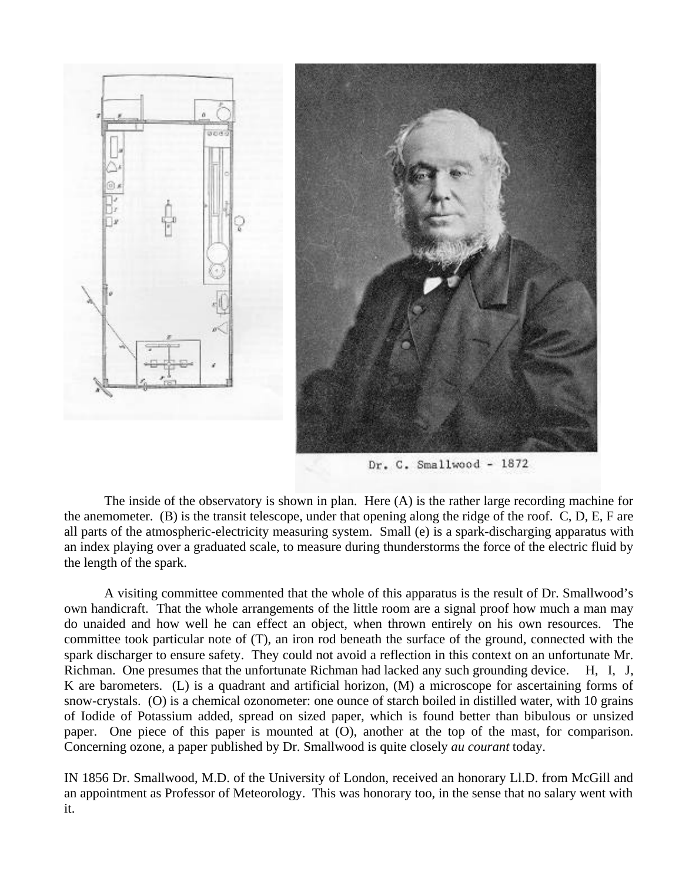Dr. C. Smallwood - 1872

The inside of the observatory is shown in plan. Here (A) is the rather large recording machine for the anemometer. (B) is the transit telescope, under that opening along the ridge of the roof. C, D, E, F are all parts of the atmospheric-electricity measuring system. Small (e) is a spark-discharging apparatus with an index playing over a graduated scale, to measure during thunderstorms the force of the electric fluid by the length of the spark.

A visiting committee commented that the whole of this apparatus is the result of Dr. Smallwood's own handicraft. That the whole arrangements of the little room are a signal proof how much a man may do unaided and how well he can effect an object, when thrown entirely on his own resources. The committee took particular note of (T), an iron rod beneath the surface of the ground, connected with the spark discharger to ensure safety. They could not avoid a reflection in this context on an unfortunate Mr. Richman. One presumes that the unfortunate Richman had lacked any such grounding device. H, I, J, K are barometers. (L) is a quadrant and artificial horizon, (M) a microscope for ascertaining forms of snow-crystals. (O) is a chemical ozonometer: one ounce of starch boiled in distilled water, with 10 grains of Iodide of Potassium added, spread on sized paper, which is found better than bibulous or unsized paper. One piece of this paper is mounted at (O), another at the top of the mast, for comparison. Concerning ozone, a paper published by Dr. Smallwood is quite closely *au courant* today.

IN 1856 Dr. Smallwood, M.D. of the University of London, received an honorary Ll.D. from McGill and an appointment as Professor of Meteorology. This was honorary too, in the sense that no salary went with it.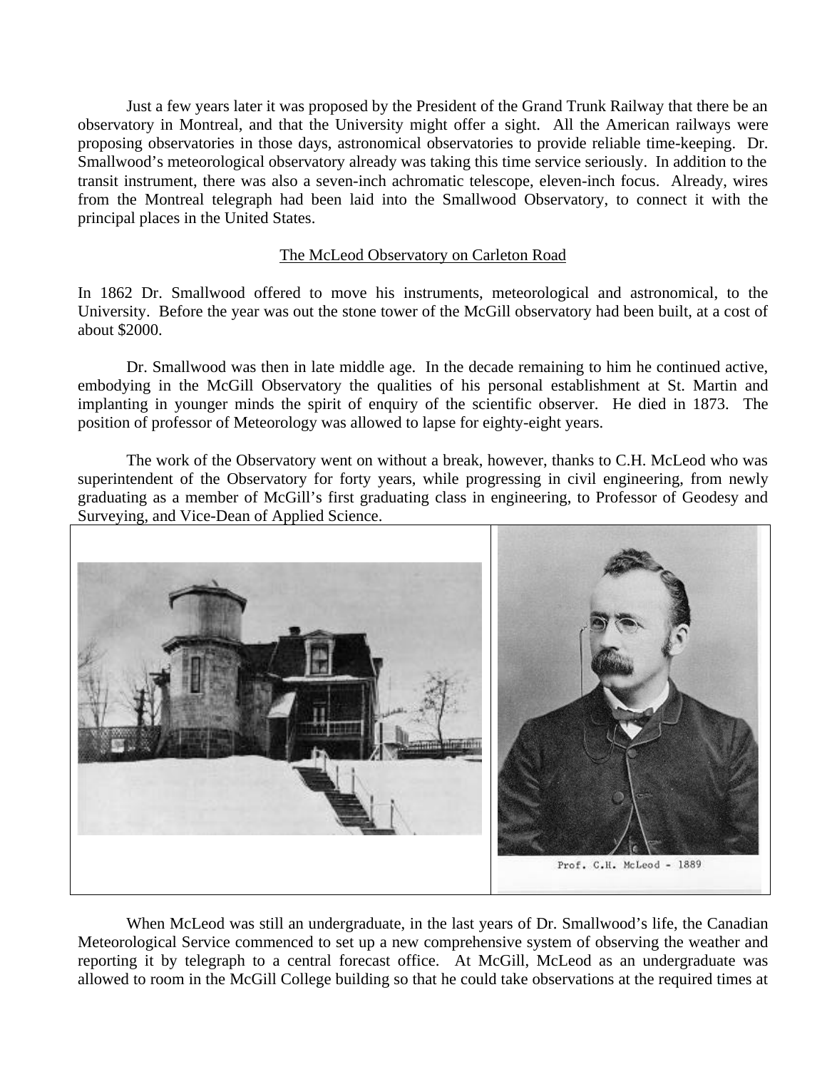Just a few years later it was proposed by the President of the Grand Trunk Railway that there be an observatory in Montreal, and that the University might offer a sight. All the American railways were proposing observatories in those days, astronomical observatories to provide reliable time-keeping. Dr. Smallwood's meteorological observatory already was taking this time service seriously. In addition to the transit instrument, there was also a seven-inch achromatic telescope, eleven-inch focus. Already, wires from the Montreal telegraph had been laid into the Smallwood Observatory, to connect it with the principal places in the United States.

## The McLeod Observatory on Carleton Road

In 1862 Dr. Smallwood offered to move his instruments, meteorological and astronomical, to the University. Before the year was out the stone tower of the McGill observatory had been built, at a cost of about $2000.

Dr. Smallwood was then in late middle age. In the decade remaining to him he continued active, embodying in the McGill Observatory the qualities of his personal establishment at St. Martin and implanting in younger minds the spirit of enquiry of the scientific observer. He died in 1873. The position of professor of Meteorology was allowed to lapse for eighty-eight years.

The work of the Observatory went on without a break, however, thanks to C.H. McLeod who was superintendent of the Observatory for forty years, while progressing in civil engineering, from newly graduating as a member of McGill's first graduating class in engineering, to Professor of Geodesy and Surveying, and Vice-Dean of Applied Science.

Prof. C.H. McLeod - 1889

When McLeod was still an undergraduate, in the last years of Dr. Smallwood's life, the Canadian Meteorological Service commenced to set up a new comprehensive system of observing the weather and reporting it by telegraph to a central forecast office. At McGill, McLeod as an undergraduate was allowed to room in the McGill College building so that he could take observations at the required times at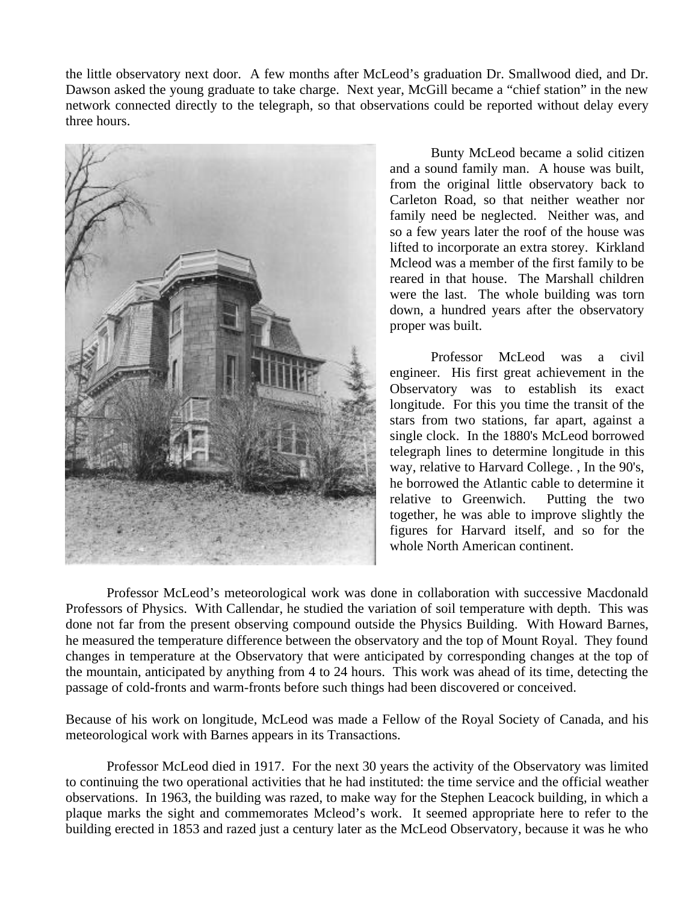the little observatory next door. A few months after McLeod's graduation Dr. Smallwood died, and Dr. Dawson asked the young graduate to take charge. Next year, McGill became a "chief station" in the new network connected directly to the telegraph, so that observations could be reported without delay every three hours.

Bunty McLeod became a solid citizen and a sound family man. A house was built, from the original little observatory back to Carleton Road, so that neither weather nor family need be neglected. Neither was, and so a few years later the roof of the house was lifted to incorporate an extra storey. Kirkland Mcleod was a member of the first family to be reared in that house. The Marshall children were the last. The whole building was torn down, a hundred years after the observatory proper was built.

Professor McLeod was a civil engineer. His first great achievement in the Observatory was to establish its exact longitude. For this you time the transit of the stars from two stations, far apart, against a single clock. In the 1880's McLeod borrowed telegraph lines to determine longitude in this way, relative to Harvard College. , In the 90's, he borrowed the Atlantic cable to determine it relative to Greenwich. Putting the two together, he was able to improve slightly the figures for Harvard itself, and so for the whole North American continent.

Professor McLeod's meteorological work was done in collaboration with successive Macdonald Professors of Physics. With Callendar, he studied the variation of soil temperature with depth. This was done not far from the present observing compound outside the Physics Building. With Howard Barnes, he measured the temperature difference between the observatory and the top of Mount Royal. They found changes in temperature at the Observatory that were anticipated by corresponding changes at the top of the mountain, anticipated by anything from 4 to 24 hours. This work was ahead of its time, detecting the passage of cold-fronts and warm-fronts before such things had been discovered or conceived.

Because of his work on longitude, McLeod was made a Fellow of the Royal Society of Canada, and his meteorological work with Barnes appears in its Transactions.

Professor McLeod died in 1917. For the next 30 years the activity of the Observatory was limited to continuing the two operational activities that he had instituted: the time service and the official weather observations. In 1963, the building was razed, to make way for the Stephen Leacock building, in which a plaque marks the sight and commemorates Mcleod's work. It seemed appropriate here to refer to the building erected in 1853 and razed just a century later as the McLeod Observatory, because it was he who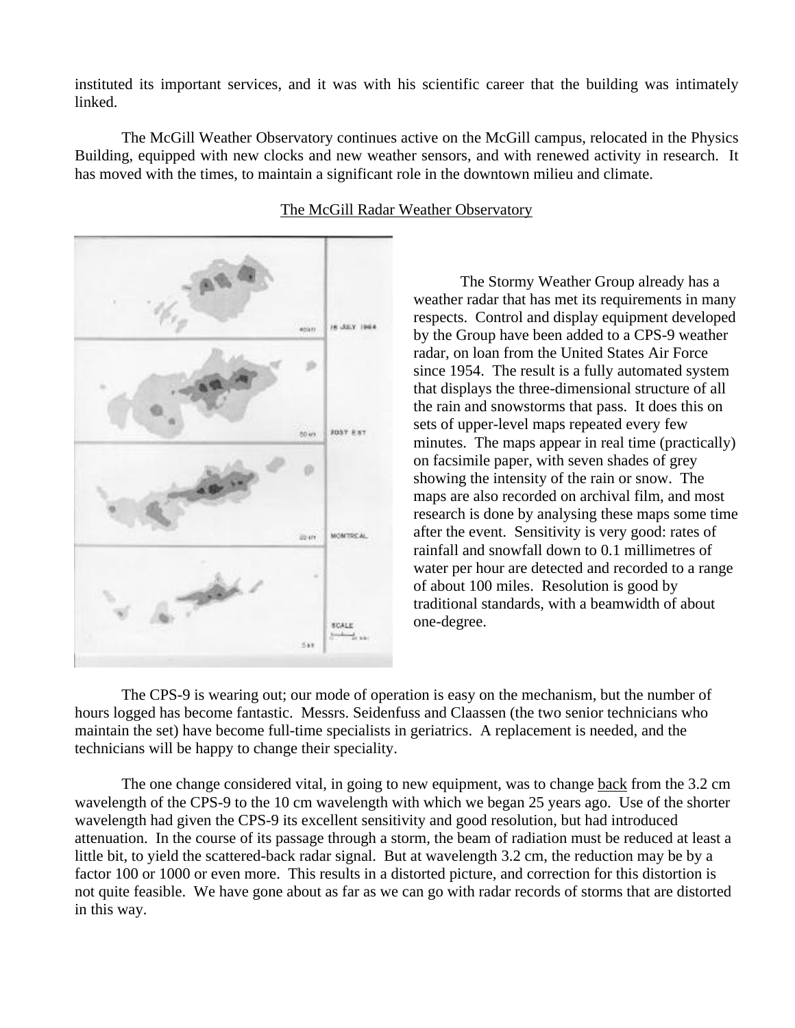instituted its important services, and it was with his scientific career that the building was intimately linked.

The McGill Weather Observatory continues active on the McGill campus, relocated in the Physics Building, equipped with new clocks and new weather sensors, and with renewed activity in research. It has moved with the times, to maintain a significant role in the downtown milieu and climate.

## The McGill Radar Weather Observatory

The Stormy Weather Group already has a weather radar that has met its requirements in many respects. Control and display equipment developed by the Group have been added to a CPS-9 weather radar, on loan from the United States Air Force since 1954. The result is a fully automated system that displays the three-dimensional structure of all the rain and snowstorms that pass. It does this on sets of upper-level maps repeated every few minutes. The maps appear in real time (practically) on facsimile paper, with seven shades of grey showing the intensity of the rain or snow. The maps are also recorded on archival film, and most research is done by analysing these maps some time after the event. Sensitivity is very good: rates of rainfall and snowfall down to 0.1 millimetres of water per hour are detected and recorded to a range of about 100 miles. Resolution is good by traditional standards, with a beamwidth of about one-degree.

The CPS-9 is wearing out; our mode of operation is easy on the mechanism, but the number of hours logged has become fantastic. Messrs. Seidenfuss and Claassen (the two senior technicians who maintain the set) have become full-time specialists in geriatrics. A replacement is needed, and the technicians will be happy to change their speciality.

The one change considered vital, in going to new equipment, was to change back from the 3.2 cm wavelength of the CPS-9 to the 10 cm wavelength with which we began 25 years ago. Use of the shorter wavelength had given the CPS-9 its excellent sensitivity and good resolution, but had introduced attenuation. In the course of its passage through a storm, the beam of radiation must be reduced at least a little bit, to yield the scattered-back radar signal. But at wavelength 3.2 cm, the reduction may be by a factor 100 or 1000 or even more. This results in a distorted picture, and correction for this distortion is not quite feasible. We have gone about as far as we can go with radar records of storms that are distorted in this way.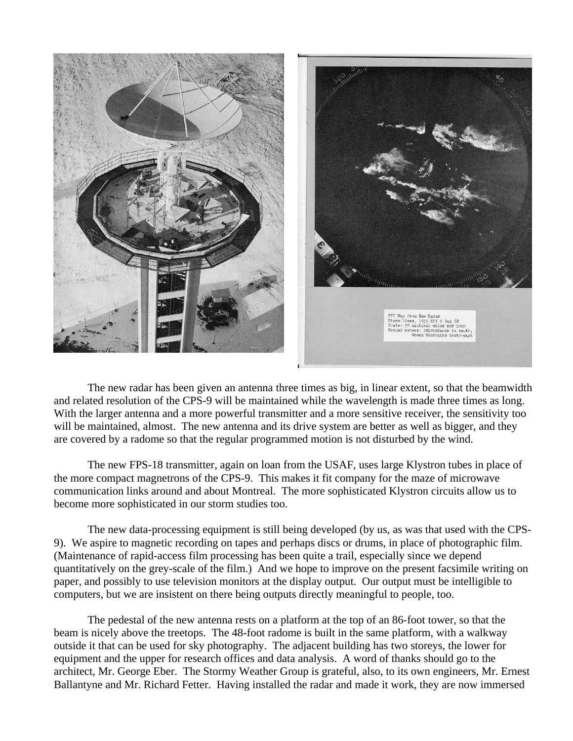PPI Map from New Radar
Storm lines, 1935 EST 8 Aug 68
Scale: 30 nautical miles per inch
Ground echoes: Adirondacks to south,
Green Mountains south-east

The new radar has been given an antenna three times as big, in linear extent, so that the beamwidth and related resolution of the CPS-9 will be maintained while the wavelength is made three times as long. With the larger antenna and a more powerful transmitter and a more sensitive receiver, the sensitivity too will be maintained, almost. The new antenna and its drive system are better as well as bigger, and they are covered by a radome so that the regular programmed motion is not disturbed by the wind.

The new FPS-18 transmitter, again on loan from the USAF, uses large Klystron tubes in place of the more compact magnetrons of the CPS-9. This makes it fit company for the maze of microwave communication links around and about Montreal. The more sophisticated Klystron circuits allow us to become more sophisticated in our storm studies too.

The new data-processing equipment is still being developed (by us, as was that used with the CPS-9). We aspire to magnetic recording on tapes and perhaps discs or drums, in place of photographic film. (Maintenance of rapid-access film processing has been quite a trail, especially since we depend quantitatively on the grey-scale of the film.) And we hope to improve on the present facsimile writing on paper, and possibly to use television monitors at the display output. Our output must be intelligible to computers, but we are insistent on there being outputs directly meaningful to people, too.

The pedestal of the new antenna rests on a platform at the top of an 86-foot tower, so that the beam is nicely above the treetops. The 48-foot radome is built in the same platform, with a walkway outside it that can be used for sky photography. The adjacent building has two storeys, the lower for equipment and the upper for research offices and data analysis. A word of thanks should go to the architect, Mr. George Eber. The Stormy Weather Group is grateful, also, to its own engineers, Mr. Ernest Ballantyne and Mr. Richard Fetter. Having installed the radar and made it work, they are now immersed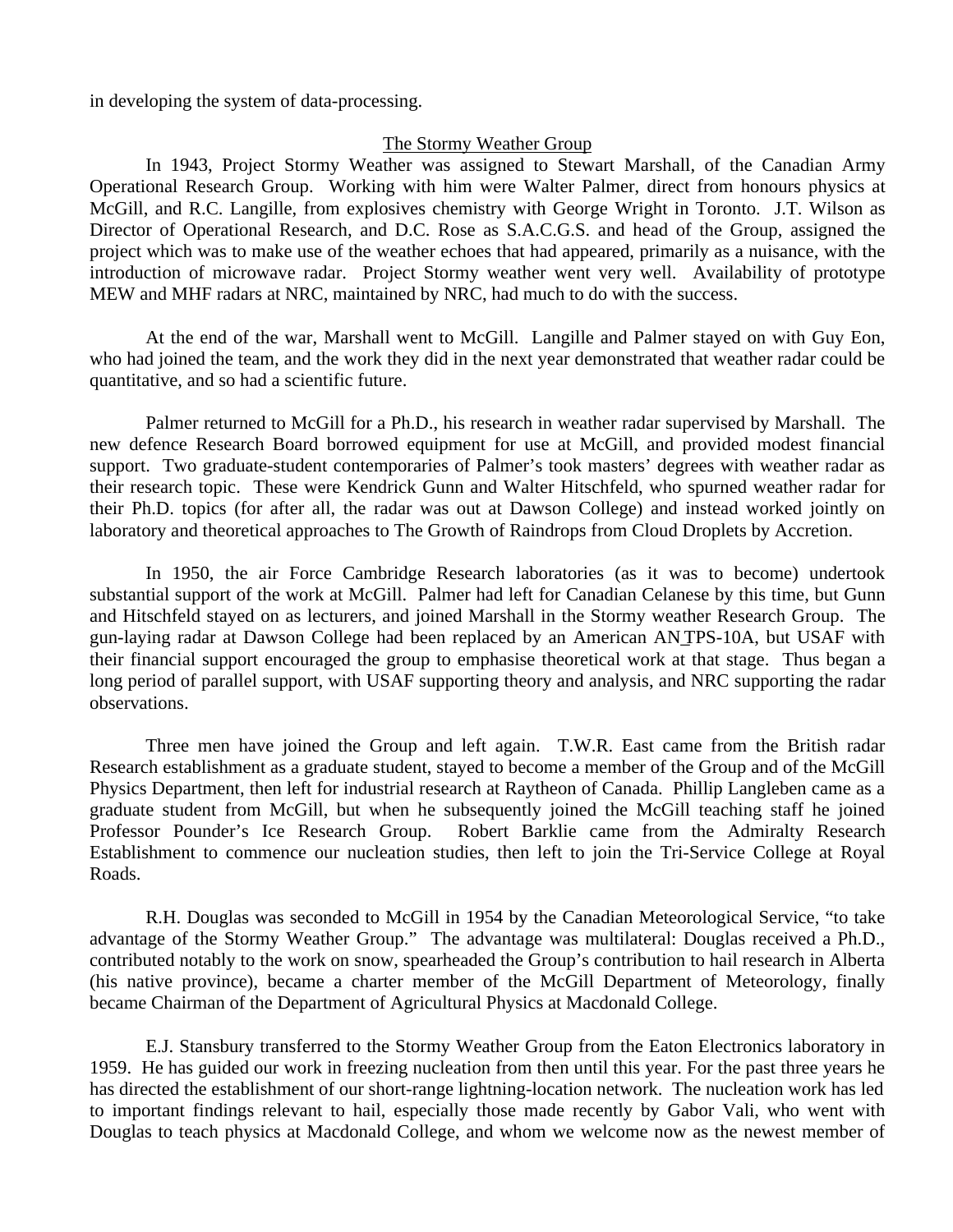in developing the system of data-processing.

## The Stormy Weather Group

In 1943, Project Stormy Weather was assigned to Stewart Marshall, of the Canadian Army Operational Research Group. Working with him were Walter Palmer, direct from honours physics at McGill, and R.C. Langille, from explosives chemistry with George Wright in Toronto. J.T. Wilson as Director of Operational Research, and D.C. Rose as S.A.C.G.S. and head of the Group, assigned the project which was to make use of the weather echoes that had appeared, primarily as a nuisance, with the introduction of microwave radar. Project Stormy weather went very well. Availability of prototype MEW and MHF radars at NRC, maintained by NRC, had much to do with the success.

At the end of the war, Marshall went to McGill. Langille and Palmer stayed on with Guy Eon, who had joined the team, and the work they did in the next year demonstrated that weather radar could be quantitative, and so had a scientific future.

Palmer returned to McGill for a Ph.D., his research in weather radar supervised by Marshall. The new defence Research Board borrowed equipment for use at McGill, and provided modest financial support. Two graduate-student contemporaries of Palmer's took masters' degrees with weather radar as their research topic. These were Kendrick Gunn and Walter Hitschfeld, who spurned weather radar for their Ph.D. topics (for after all, the radar was out at Dawson College) and instead worked jointly on laboratory and theoretical approaches to The Growth of Raindrops from Cloud Droplets by Accretion.

In 1950, the air Force Cambridge Research laboratories (as it was to become) undertook substantial support of the work at McGill. Palmer had left for Canadian Celanese by this time, but Gunn and Hitschfeld stayed on as lecturers, and joined Marshall in the Stormy weather Research Group. The gun-laying radar at Dawson College had been replaced by an American AN_TPS-10A, but USAF with their financial support encouraged the group to emphasise theoretical work at that stage. Thus began a long period of parallel support, with USAF supporting theory and analysis, and NRC supporting the radar observations.

Three men have joined the Group and left again. T.W.R. East came from the British radar Research establishment as a graduate student, stayed to become a member of the Group and of the McGill Physics Department, then left for industrial research at Raytheon of Canada. Phillip Langleben came as a graduate student from McGill, but when he subsequently joined the McGill teaching staff he joined Professor Pounder's Ice Research Group. Robert Barklie came from the Admiralty Research Establishment to commence our nucleation studies, then left to join the Tri-Service College at Royal Roads.

R.H. Douglas was seconded to McGill in 1954 by the Canadian Meteorological Service, "to take advantage of the Stormy Weather Group." The advantage was multilateral: Douglas received a Ph.D., contributed notably to the work on snow, spearheaded the Group's contribution to hail research in Alberta (his native province), became a charter member of the McGill Department of Meteorology, finally became Chairman of the Department of Agricultural Physics at Macdonald College.

E.J. Stansbury transferred to the Stormy Weather Group from the Eaton Electronics laboratory in 1959. He has guided our work in freezing nucleation from then until this year. For the past three years he has directed the establishment of our short-range lightning-location network. The nucleation work has led to important findings relevant to hail, especially those made recently by Gabor Vali, who went with Douglas to teach physics at Macdonald College, and whom we welcome now as the newest member of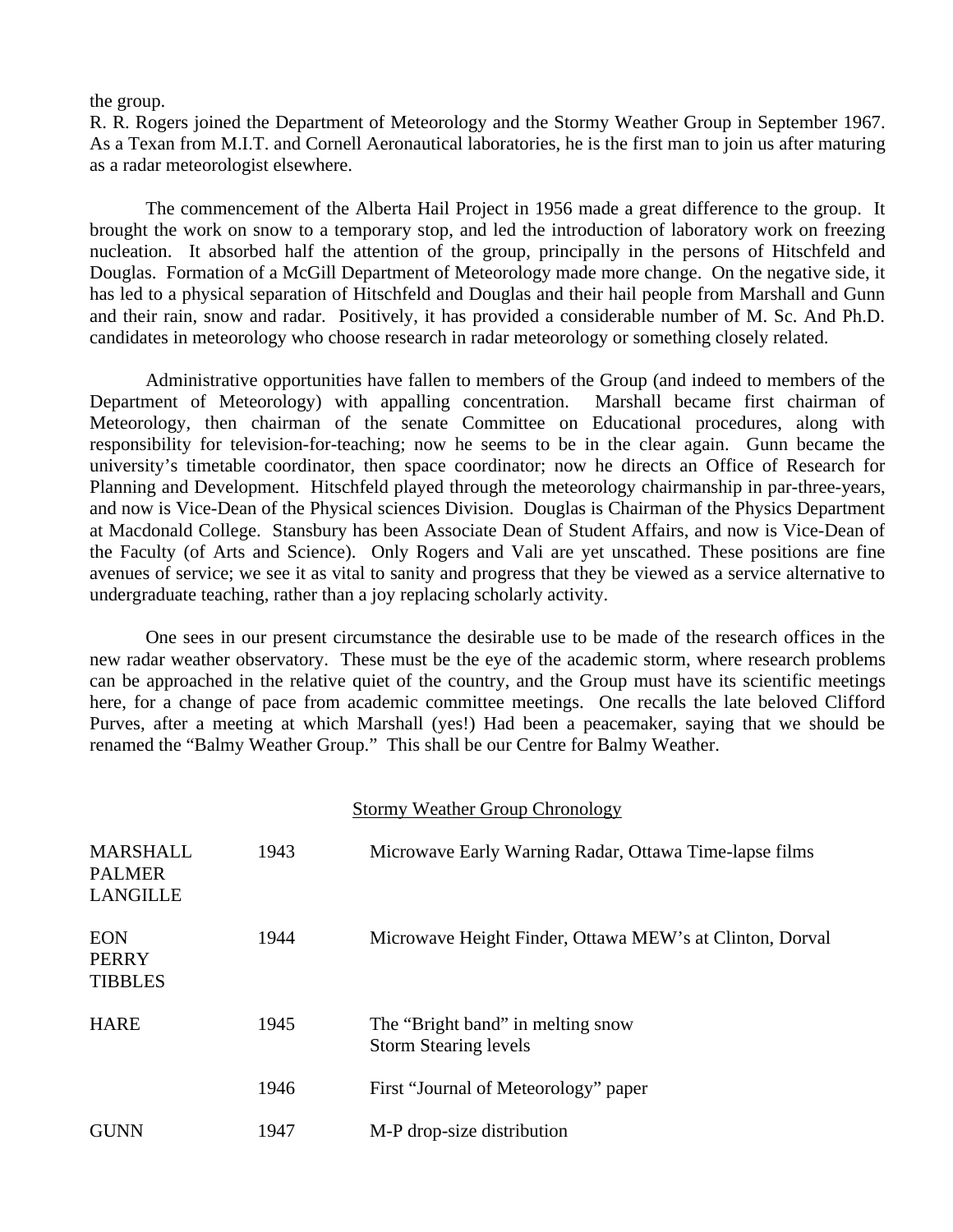the group.

R. R. Rogers joined the Department of Meteorology and the Stormy Weather Group in September 1967. As a Texan from M.I.T. and Cornell Aeronautical laboratories, he is the first man to join us after maturing as a radar meteorologist elsewhere.

The commencement of the Alberta Hail Project in 1956 made a great difference to the group. It brought the work on snow to a temporary stop, and led the introduction of laboratory work on freezing nucleation. It absorbed half the attention of the group, principally in the persons of Hitschfeld and Douglas. Formation of a McGill Department of Meteorology made more change. On the negative side, it has led to a physical separation of Hitschfeld and Douglas and their hail people from Marshall and Gunn and their rain, snow and radar. Positively, it has provided a considerable number of M. Sc. And Ph.D. candidates in meteorology who choose research in radar meteorology or something closely related.

Administrative opportunities have fallen to members of the Group (and indeed to members of the Department of Meteorology) with appalling concentration. Marshall became first chairman of Meteorology, then chairman of the senate Committee on Educational procedures, along with responsibility for television-for-teaching; now he seems to be in the clear again. Gunn became the university's timetable coordinator, then space coordinator; now he directs an Office of Research for Planning and Development. Hitschfeld played through the meteorology chairmanship in par-three-years, and now is Vice-Dean of the Physical sciences Division. Douglas is Chairman of the Physics Department at Macdonald College. Stansbury has been Associate Dean of Student Affairs, and now is Vice-Dean of the Faculty (of Arts and Science). Only Rogers and Vali are yet unscathed. These positions are fine avenues of service; we see it as vital to sanity and progress that they be viewed as a service alternative to undergraduate teaching, rather than a joy replacing scholarly activity.

One sees in our present circumstance the desirable use to be made of the research offices in the new radar weather observatory. These must be the eye of the academic storm, where research problems can be approached in the relative quiet of the country, and the Group must have its scientific meetings here, for a change of pace from academic committee meetings. One recalls the late beloved Clifford Purves, after a meeting at which Marshall (yes!) Had been a peacemaker, saying that we should be renamed the "Balmy Weather Group." This shall be our Centre for Balmy Weather.

Stormy Weather Group Chronology

| | | |
|---|---|---|
| MARSHALL<br>PALMER<br>LANGILLE | 1943 | Microwave Early Warning Radar, Ottawa Time-lapse films |
| EON<br>PERRY<br>TIBBLES | 1944 | Microwave Height Finder, Ottawa MEW's at Clinton, Dorval |
| HARE | 1945 | The "Bright band" in melting snow<br>Storm Stearing levels |
| | 1946 | First "Journal of Meteorology" paper |
| GUNN | 1947 | M-P drop-size distribution |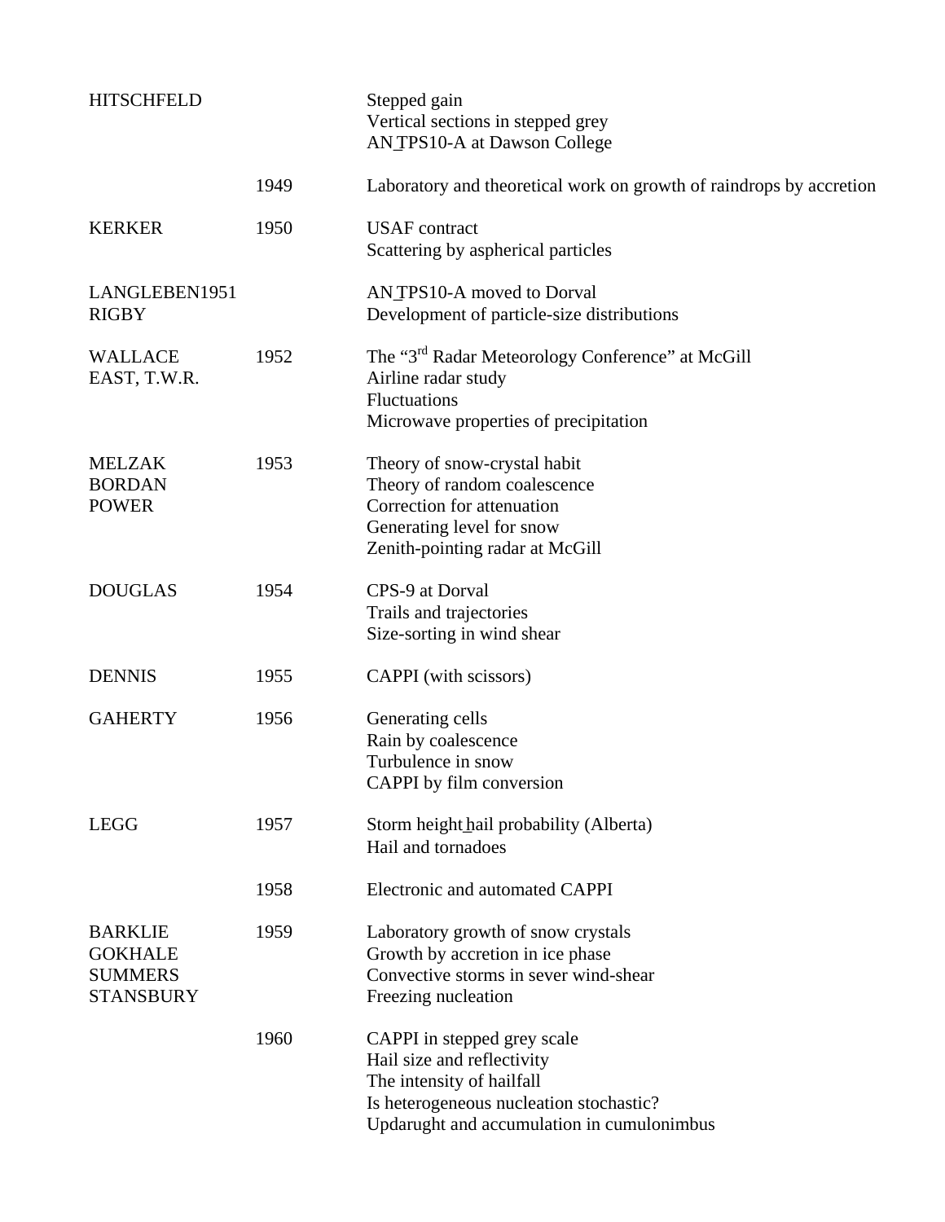| | | |
|---|---|---|
| HITSCHFELD | | Stepped gain<br>Vertical sections in stepped grey<br>AN_TPS10-A at Dawson College |
| | 1949 | Laboratory and theoretical work on growth of raindrops by accretion |
| KERKER | 1950 | USAF contract<br>Scattering by aspherical particles |
| LANGLEBEN1951<br>RIGBY | | AN_TPS10-A moved to Dorval<br>Development of particle-size distributions |
| WALLACE<br>EAST, T.W.R. | 1952 | The "3rd Radar Meteorology Conference" at McGill<br>Airline radar study<br>Fluctuations<br>Microwave properties of precipitation |
| MELZAK<br>BORDAN<br>POWER | 1953 | Theory of snow-crystal habit<br>Theory of random coalescence<br>Correction for attenuation<br>Generating level for snow<br>Zenith-pointing radar at McGill |
| DOUGLAS | 1954 | CPS-9 at Dorval<br>Trails and trajectories<br>Size-sorting in wind shear |
| DENNIS | 1955 | CAPPI (with scissors) |
| GAHERTY | 1956 | Generating cells<br>Rain by coalescence<br>Turbulence in snow<br>CAPPI by film conversion |
| LEGG | 1957 | Storm height_hail probability (Alberta)<br>Hail and tornadoes |
| | 1958 | Electronic and automated CAPPI |
| BARKLIE<br>GOKHALE<br>SUMMERS<br>STANSBURY | 1959 | Laboratory growth of snow crystals<br>Growth by accretion in ice phase<br>Convective storms in sever wind-shear<br>Freezing nucleation |
| | 1960 | CAPPI in stepped grey scale<br>Hail size and reflectivity<br>The intensity of hailfall<br>Is heterogeneous nucleation stochastic?<br>Updarught and accumulation in cumulonimbus |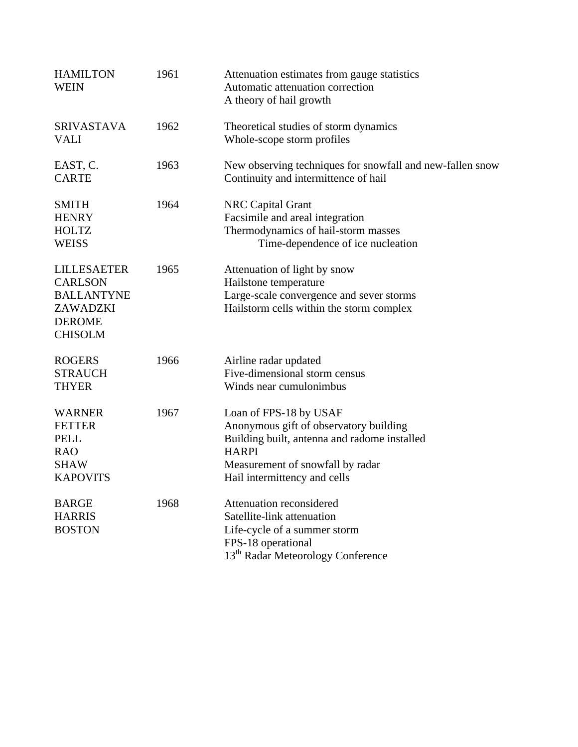| | | |
|---|---|---|
| HAMILTON<br>WEIN | 1961 | Attenuation estimates from gauge statistics<br>Automatic attenuation correction<br>A theory of hail growth |
| SRIVASTAVA<br>VALI | 1962 | Theoretical studies of storm dynamics<br>Whole-scope storm profiles |
| EAST, C.<br>CARTE | 1963 | New observing techniques for snowfall and new-fallen snow<br>Continuity and intermittence of hail |
| SMITH<br>HENRY<br>HOLTZ<br>WEISS | 1964 | NRC Capital Grant<br>Facsimile and areal integration<br>Thermodynamics of hail-storm masses<br>Time-dependence of ice nucleation |
| LILLESAETER<br>CARLSON<br>BALLANTYNE<br>ZAWADZKI<br>DEROME<br>CHISOLM | 1965 | Attenuation of light by snow<br>Hailstone temperature<br>Large-scale convergence and sever storms<br>Hailstorm cells within the storm complex |
| ROGERS<br>STRAUCH<br>THYER | 1966 | Airline radar updated<br>Five-dimensional storm census<br>Winds near cumulonimbus |
| WARNER<br>FETTER<br>PELL<br>RAO<br>SHAW<br>KAPOVITS | 1967 | Loan of FPS-18 by USAF<br>Anonymous gift of observatory building<br>Building built, antenna and radome installed<br>HARPI<br>Measurement of snowfall by radar<br>Hail intermittency and cells |
| BARGE<br>HARRIS<br>BOSTON | 1968 | Attenuation reconsidered<br>Satellite-link attenuation<br>Life-cycle of a summer storm<br>FPS-18 operational<br>13th Radar Meteorology Conference |